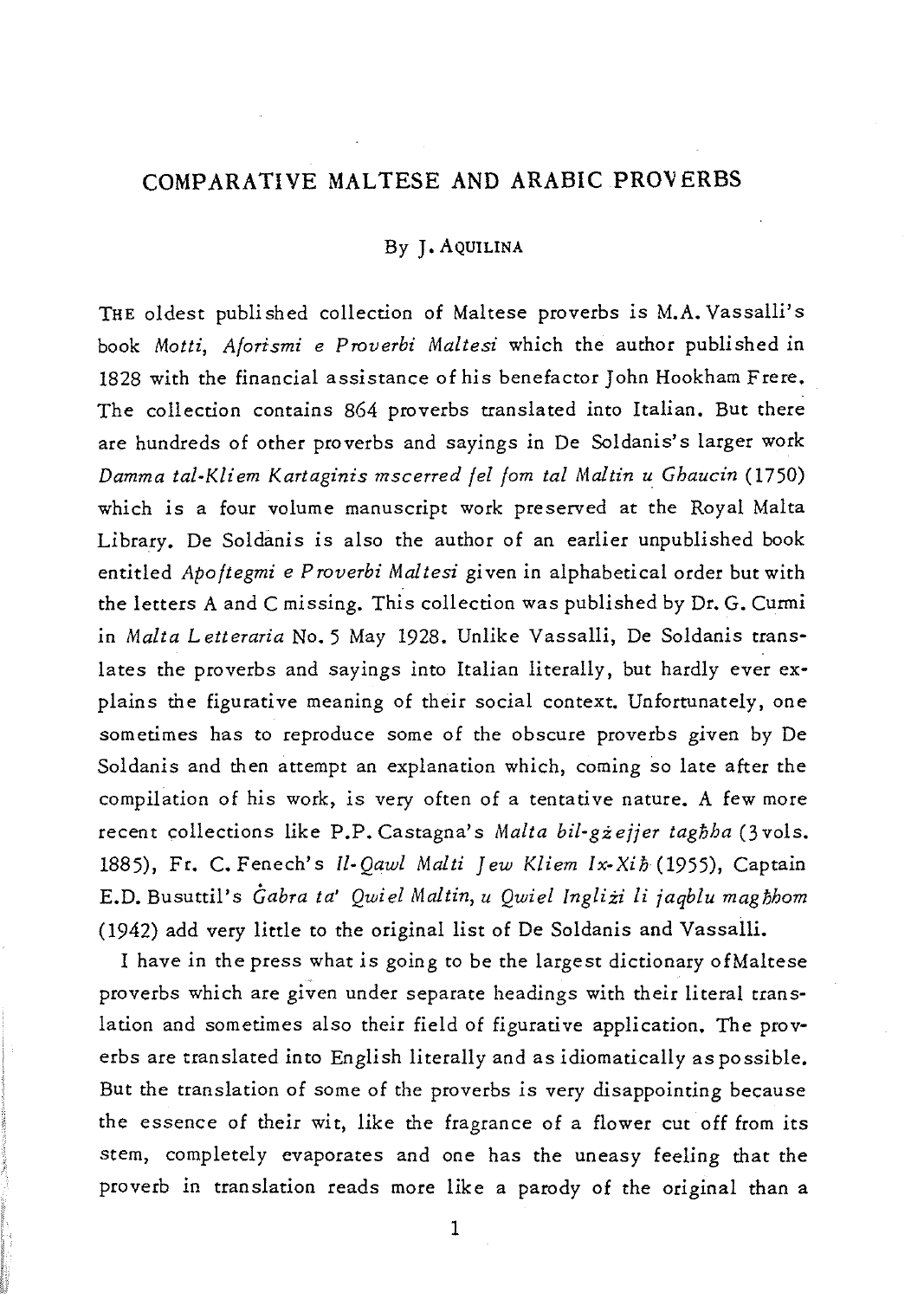# COMPARATIVE MALTESE AND ARABIC PROVERBS

By J. AQUILINA

THE oldest published collection of Maltese proverbs is M.A. Vassalli's book *Motti, Aforismi e Proverbi Maltesi* which the author published in 1828 with the financial assistance of his benefactor John Hookham Frere. The collection contains 864 proverbs translated into Italian. But there are hundreds of other proverbs and sayings in De Soldanis's larger work *Damma tal-Kliem Kartaginis mscerred fel fom tal Maltin u Ghaucin* (1750) which is a four volume manuscript work preserved at the Royal Malta Library. De Soldanis is also the author of an earlier unpublished book entitled *Apoftegmi e Proverbi Maltesi* given in alphabetical order but with the letters A and C missing. This collection was published by Dr. G. Curmi in *Malta Letteraria* No. 5 May 1928. Unlike Vassalli, De Soldanis translates the proverbs and sayings into Italian literally, but hardly ever explains the figurative meaning of their social context. Unfortunately, one sometimes has to reproduce some of the obscure proverbs given by De Soldanis and then attempt an explanation which, coming so late after the compilation of his work, is very often of a tentative nature. A few more recent collections like P.P. Castagna's *Malta bil-gżejjer tagħha* (3 vols. 1885), Fr. C. Fenech's *Il-Qawl Malti Jew Kliem Ix-Xiħ* (1955), Captain E.D. Busuttil's *Ġabra ta' Qwiel Maltin, u Qwiel Ingliżi li jaqblu magħhom* (1942) add very little to the original list of De Soldanis and Vassalli.

I have in the press what is going to be the largest dictionary of Maltese proverbs which are given under separate headings with their literal translation and sometimes also their field of figurative application. The proverbs are translated into English literally and as idiomatically as possible. But the translation of some of the proverbs is very disappointing because the essence of their wit, like the fragrance of a flower cut off from its stem, completely evaporates and one has the uneasy feeling that the proverb in translation reads more like a parody of the original than a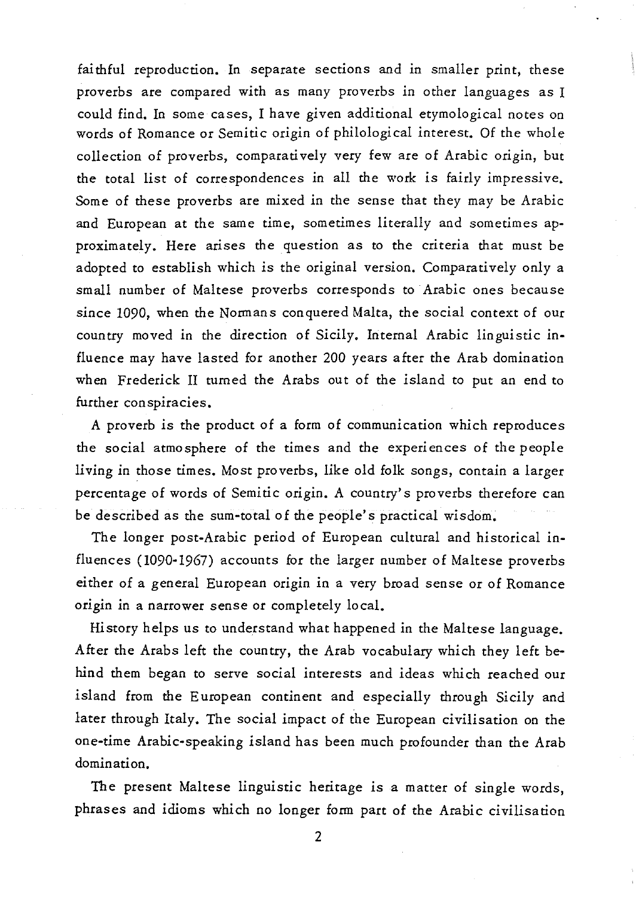faithful reproduction. In separate sections and in smaller print, these proverbs are compared with as many proverbs in other languages as I could find. In some cases, I have given additional etymological notes on words of Romance or Semitic origin of philological interest. Of the whole collection of proverbs, comparatively very few are of Arabic origin, but the total list of correspondences in all the work is fairly impressive. Some of these proverbs are mixed in the sense that they may be Arabic and European at the same time, sometimes literally and sometimes approximately. Here arises the question as to the criteria that must be adopted to establish which is the original version. Comparatively only a small number of Maltese proverbs corresponds to Arabic ones because since 1090, when the Normans conquered Malta, the social context of our country moved in the direction of Sicily. Internal Arabic linguistic influence may have lasted for another 200 years after the Arab domination when Frederick II turned the Arabs out of the island to put an end to further conspiracies.

A proverb is the product of a form of communication which reproduces the social atmosphere of the times and the experiences of the people living in those times. Most proverbs, like old folk songs, contain a larger percentage of words of Semitic origin. A country's proverbs therefore can be described as the sum-total of the people's practical wisdom.

The longer post-Arabic period of European cultural and historical influences (1090-1967) accounts for the larger number of Maltese proverbs either of a general European origin in a very broad sense or of Romance origin in a narrower sense or completely local.

History helps us to understand what happened in the Maltese language. After the Arabs left the country, the Arab vocabulary which they left behind them began to serve social interests and ideas which reached our island from the European continent and especially through Sicily and later through Italy. The social impact of the European civilisation on the one-time Arabic-speaking island has been much profounder than the Arab domination.

The present Maltese linguistic heritage is a matter of single words, phrases and idioms which no longer form part of the Arabic civilisation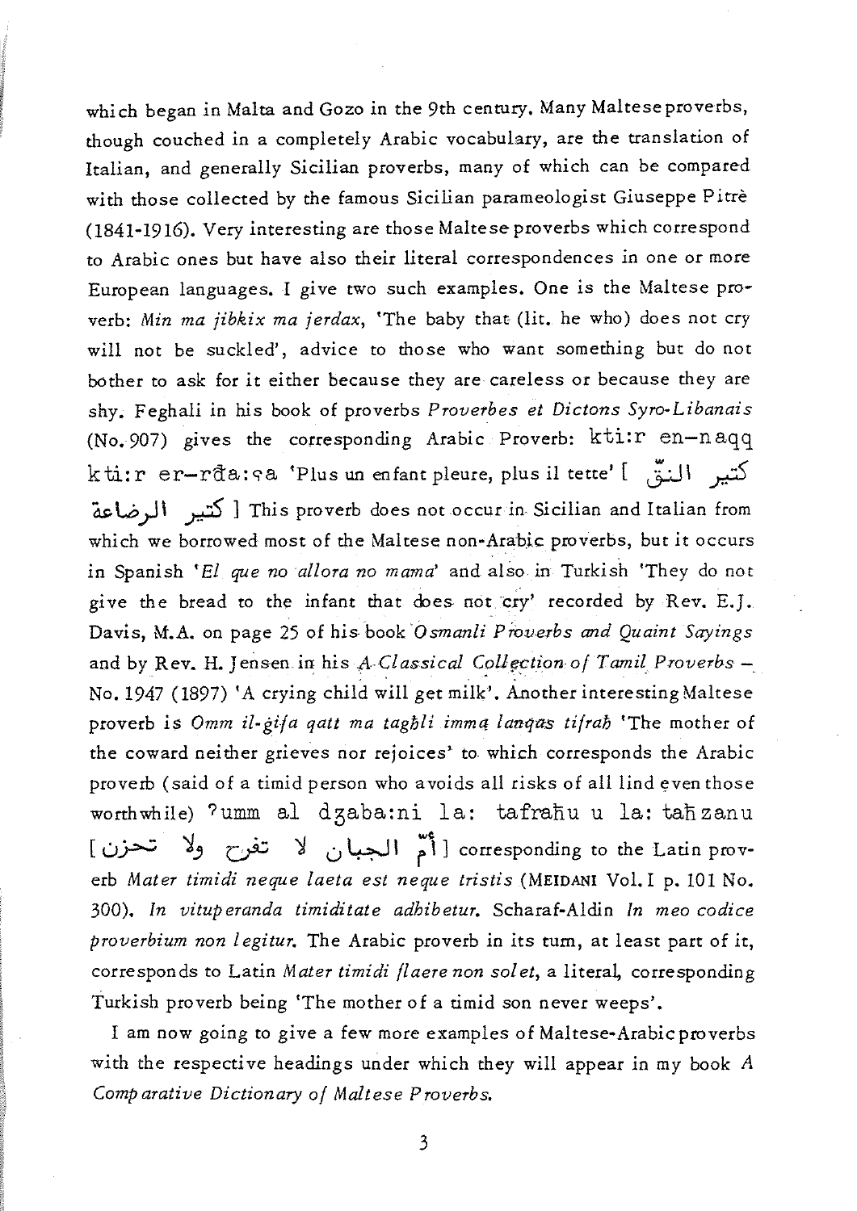which began in Malta and Gozo in the 9th century. Many Maltese proverbs, though couched in a completely Arabic vocabulary, are the translation of Italian, and generally Sicilian proverbs, many of which can be compared with those collected by the famous Sicilian parameologist Giuseppe Pitrè (1841-1916). Very interesting are those Maltese proverbs which correspond to Arabic ones but have also their literal correspondences in one or more European languages. I give two such examples. One is the Maltese proverb: *Min ma jibkix ma jerdax*, 'The baby that (lit. he who) does not cry will not be suckled', advice to those who want something but do not bother to ask for it either because they are careless or because they are shy. Feghali in his book of proverbs *Proverbes et Dictons Syro-Libanais* (No. 907) gives the corresponding Arabic Proverb: kti:r en-naqq kti:r er-rḍa:ʕa 'Plus un enfant pleure, plus il tette' [ كتير النقّ كتير الرضاعة ] This proverb does not occur in Sicilian and Italian from which we borrowed most of the Maltese non-Arabic proverbs, but it occurs in Spanish '*El que no allora no mama*' and also in Turkish 'They do not give the bread to the infant that does not cry' recorded by Rev. E.J. Davis, M.A. on page 25 of his book *Osmanli Proverbs and Quaint Sayings* and by Rev. H. Jensen in his *A Classical Collection of Tamil Proverbs* – No. 1947 (1897) 'A crying child will get milk'. Another interesting Maltese proverb is *Omm il-ġifa qatt ma tagħli imma lanqas tifraħ* 'The mother of the coward neither grieves nor rejoices' to which corresponds the Arabic proverb (said of a timid person who avoids all risks of all lind even those worthwhile) ʔumm al dʒaba:ni la: tafraħu u la: taħzanu [أمّ الجبان لا تفرح ولا تحزن] corresponding to the Latin proverb *Mater timidi neque laeta est neque tristis* (MEIDANI Vol. I p. 101 No. 300). *In vituperanda timiditate adhibetur.* Scharaf-Aldin *In meo codice proverbium non legitur.* The Arabic proverb in its turn, at least part of it, corresponds to Latin *Mater timidi flaere non solet*, a literal, corresponding Turkish proverb being 'The mother of a timid son never weeps'.

I am now going to give a few more examples of Maltese-Arabic proverbs with the respective headings under which they will appear in my book *A Comparative Dictionary of Maltese Proverbs*.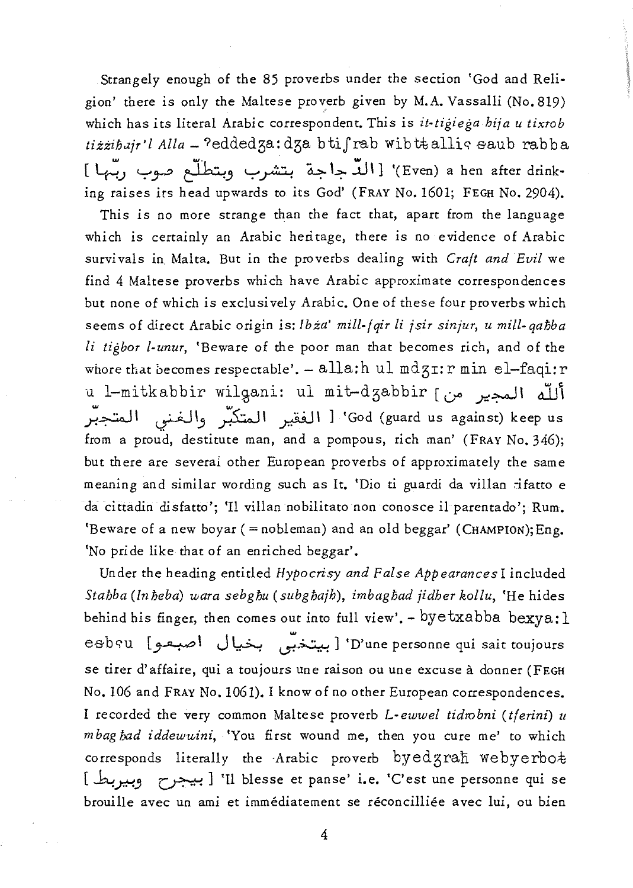Strangely enough of the 85 proverbs under the section 'God and Religion' there is only the Maltese proverb given by M.A. Vassalli (No. 819) which has its literal Arabic correspondent. This is *it-tiġieġa hija u tixrob tiżżiħajr'l Alla* – ʔeddedʒa:dʒa btiʃrab wibtṭalliʕ ṣaub rabba [ الدّجاجة بتشرب وبتطلّع صوب ربّها ] '(Even) a hen after drinking raises its head upwards to its God' (FRAY No. 1601; FEGH No. 2904).

This is no more strange than the fact that, apart from the language which is certainly an Arabic heritage, there is no evidence of Arabic survivals in Malta. But in the proverbs dealing with *Craft and Evil* we find 4 Maltese proverbs which have Arabic approximate correspondences but none of which is exclusively Arabic. One of these four proverbs which seems of direct Arabic origin is: *Ibża' mill-fqir li jsir sinjur, u mill-qaħba li tiġbor l-unur*, 'Beware of the poor man that becomes rich, and of the whore that becomes respectable'. – alla:h ul mdʒɪ:r min el–faqi:r u l–mitkabbir wilgani: ul mit–dʒabbir [ ألّله المجير من الفقير المتكبّر والغني المتجبّر ] 'God (guard us against) keep us from a proud, destitute man, and a pompous, rich man' (FRAY No. 346); but there are several other European proverbs of approximately the same meaning and similar wording such as It. 'Dio ti guardi da villan rifatto e da cittadin disfatto'; 'Il villan nobilitato non conosce il parentado'; Rum. 'Beware of a new boyar ( = nobleman) and an old beggar' (CHAMPION); Eng. 'No pride like that of an enriched beggar'.

Under the heading entitled *Hypocrisy and False Appearances* I included *Staħba (Inħeba) wara sebgħu (subgħajh), imbagħad jidher kollu*, 'He hides behind his finger, then comes out into full view'. – byetxabba bexya:l esbʕu [ بيتخبّى بخيال اصبعو ] 'D'une personne qui sait toujours se tirer d'affaire, qui a toujours une raison ou une excuse à donner (FEGH No. 106 and FRAY No. 1061). I know of no other European correspondences. I recorded the very common Maltese proverb *L-ewwel tidrobni (tferini) u mbagħad iddewwini*, 'You first wound me, then you cure me' to which corresponds literally the Arabic proverb byedʒraħ webyerboṭ [ بيجرح وبيربط ] 'Il blesse et panse' i.e. 'C'est une personne qui se brouille avec un ami et immédiatement se réconcilliée avec lui, ou bien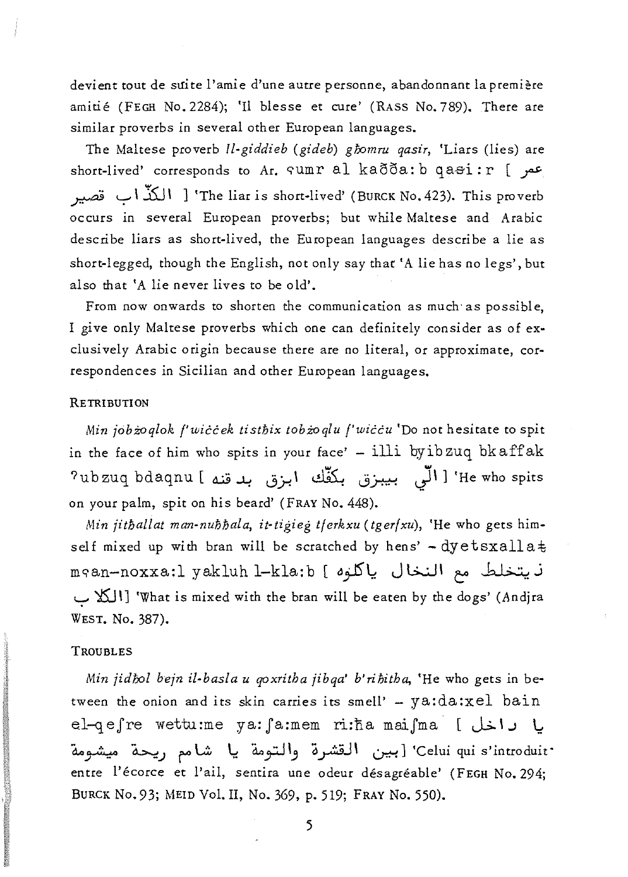devient tout de suite l'amie d'une autre personne, abandonnant la première amitié (FEGH No. 2284); 'Il blesse et cure' (RASS No. 789). There are similar proverbs in several other European languages.

The Maltese proverb *Il-giddieb (gideb) għomru qasir*, 'Liars (lies) are short-lived' corresponds to Ar. ʕumr al kaððaːb qaṣiːr [ عمر الكذّاب قصير ] 'The liar is short-lived' (BURCK No. 423). This proverb occurs in several European proverbs; but while Maltese and Arabic describe liars as short-lived, the European languages describe a lie as short-legged, though the English, not only say that 'A lie has no legs', but also that 'A lie never lives to be old'.

From now onwards to shorten the communication as much as possible, I give only Maltese proverbs which one can definitely consider as of exclusively Arabic origin because there are no literal, or approximate, correspondences in Sicilian and other European languages.

RETRIBUTION

*Min jobżoqlok f'wiċċek tistħix tobżoqlu f'wiċċu* 'Do not hesitate to spit in the face of him who spits in your face' – illi byibzuq bkaffak ʔubzuq bdaqnu [ اللّي بيبزق بكفّك ابزق بدقنه ] 'He who spits on your palm, spit on his beard' (FRAY No. 448).

*Min jitħallat man-nuħħala, it-tiġieġ tferkxu (tgerfxu)*, 'He who gets himself mixed up with bran will be scratched by hens' – dyetsxallaṭ mʕan-noxxaːl yakluh l-klaːb [ ذيتخلط مع النخال ياكلوه الكلاب ] 'What is mixed with the bran will be eaten by the dogs' (Andjra WEST. No. 387).

TROUBLES

*Min jidħol bejn il-basla u qoxritha jibqa' b'riħitha*, 'He who gets in between the onion and its skin carries its smell' – yaːdaːxel bain el-qeʃre wettuːme yaːʃaːmem riːħa maiʃma [ يا داخل بين القشرة والتومة يا شامم ريحة ميشومة ] 'Celui qui s'introduit entre l'écorce et l'ail, sentira une odeur désagréable' (FEGH No. 294; BURCK No. 93; MEID Vol. II, No. 369, p. 519; FRAY No. 550).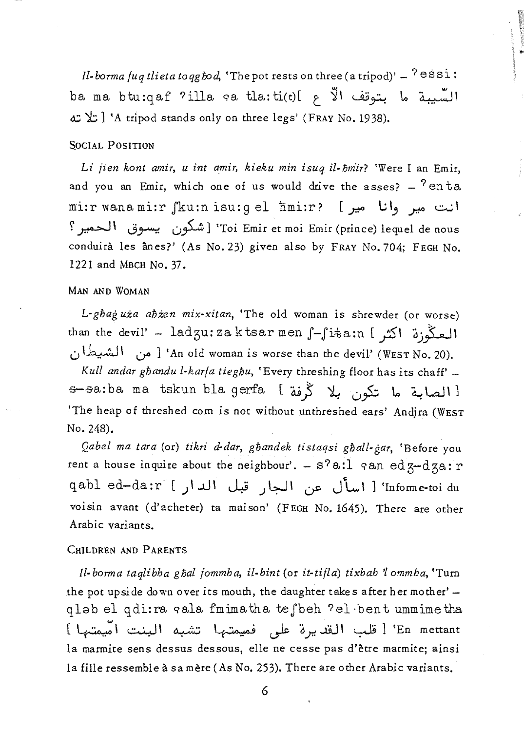*Il-borma fuq tlieta toqgħod*, 'The pot rests on three (a tripod)' – ʔeṡsi:ba ma btu:qaf ʔilla ʕa tla:ti(t)[ السّيبة ما بتوقف الاّ ع تلاتة ] 'A tripod stands only on three legs' (FRAY No. 1938).

## SOCIAL POSITION

*Li jien kont amir, u int amir, kieku min isuq il-ħmir?* 'Were I an Emir, and you an Emir, which one of us would drive the asses? – ʔenta mi:r wana mi:r ʃku:n isu:g el ħmi:r? [ انت مير وانا مير شكون يسوق الحمير؟ ] 'Toi Emir et moi Emir (prince) lequel de nous conduirà les ânes?' (As No. 23) given also by FRAY No. 704; FEGH No. 1221 and MBCH No. 37.

## MAN AND WOMAN

*L-għaġuża aħżen mix-xitan*, 'The old woman is shrewder (or worse) than the devil' – ladʒu:za ktsar men ʃ-ʃiṫa:n [ العكّوزة اكثر من الشيطان ] 'An old woman is worse than the devil' (WEST No. 20).

*Kull andar għandu l-karfa tiegħu*, 'Every threshing floor has its chaff' – s-sa:ba ma tskun bla gerfa [ الصابة ما تكون بلا گرفة ] 'The heap of threshed corn is not without unthreshed ears' Andjra (WEST No. 248).

*Qabel ma tara* (or) *tikri d-dar, għandek tistaqsi għall-ġar*, 'Before you rent a house inquire about the neighbour'. – sʔa:l ʕan edʒ-dʒa:r qabl ed-da:r [ اسأل عن الجار قبل الدار ] 'Informe-toi du voisin avant (d'acheter) ta maison' (FEGH No. 1645). There are other Arabic variants.

## CHILDREN AND PARENTS

*Il-borma taqlibha għal fommha, il-bint* (or *it-tifla*) *tixbah 'l ommha*, 'Turn the pot upside down over its mouth, the daughter takes after her mother' – qləb el qdi:ra ʕala fmimatha teʃbeh ʔel·bent ummimetha [ قلب القديرة على فميمتها تشبه البنت امّيمتها ] 'En mettant la marmite sens dessus dessous, elle ne cesse pas d'être marmite; ainsi la fille ressemble à sa mère (As No. 253). There are other Arabic variants.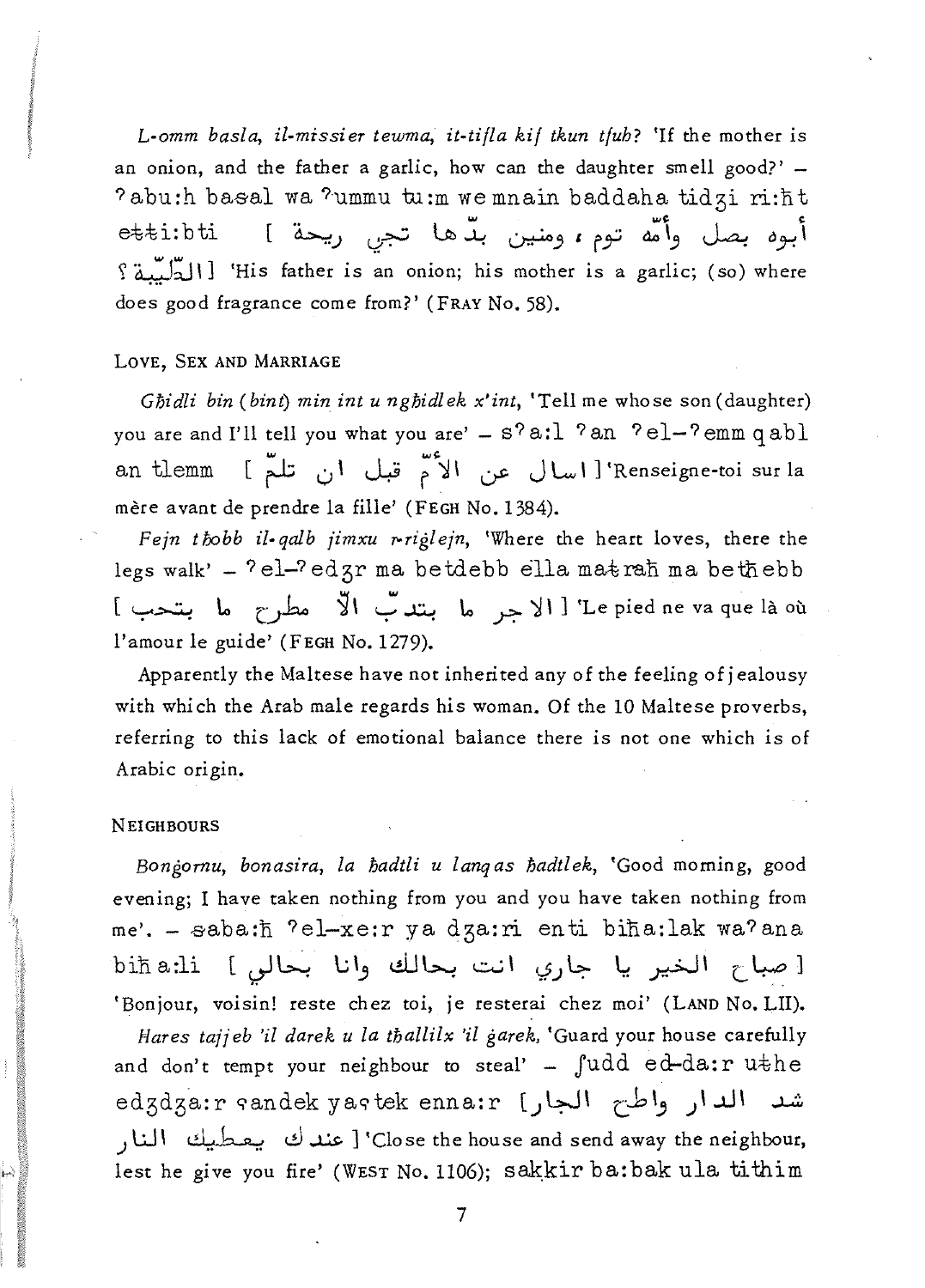*L-omm basla, il-missier tewma, it-tifla kif tkun tfuħ?* 'If the mother is an onion, and the father a garlic, how can the daughter smell good?' – ʔabu:h basal wa ʔummu tu:m we mnain baddaha tidʒi ri:ħt etti:bti [ أبوه بصل وأمّه توم، ومنين بدّها تجي ريحة الطّيبة؟ ] 'His father is an onion; his mother is a garlic; (so) where does good fragrance come from?' (FRAY No. 58).

## LOVE, SEX AND MARRIAGE

*Għidli bin (bint) min int u ngħidlek x'int,* 'Tell me whose son (daughter) you are and I'll tell you what you are' – sʔa:l ʔan ʔel-ʔemm qabl an tlemm [ اسال عن الأمّ قبل ان تلمّ ] 'Renseigne-toi sur la mère avant de prendre la fille' (FEGH No. 1384).

*Fejn tħobb il-qalb jimxu r-riġlejn,* 'Where the heart loves, there the legs walk' – ʔel-ʔedʒr ma betdebb ella matraħ ma betħebb [ الاجر ما بتدبّ الّا مطرح ما بتحب ] 'Le pied ne va que là où l'amour le guide' (FEGH No. 1279).

Apparently the Maltese have not inherited any of the feeling of jealousy with which the Arab male regards his woman. Of the 10 Maltese proverbs, referring to this lack of emotional balance there is not one which is of Arabic origin.

## NEIGHBOURS

*Bonġornu, bonasira, la ħadtli u lanqas ħadtlek,* 'Good morning, good evening; I have taken nothing from you and you have taken nothing from me'. – saba:ħ ʔel-xe:r ya dʒa:ri enti biħa:lak waʔana biħa:li [ صباح الخير يا جاري انت بحالك وانا بحالي ] 'Bonjour, voisin! reste chez toi, je resterai chez moi' (LAND No. LII).

*Hares tajjeb 'il darek u la tħallilx 'il ġarek,* 'Guard your house carefully and don't tempt your neighbour to steal' – ʃudd ed-da:r uṭhe edʒdʒa:r ʕandek yaʕṭek enna:r [ شد الدار واطح الجار عندك يعطيك النار ] 'Close the house and send away the neighbour, lest he give you fire' (WEST No. 1106); sakkir ba:bak ula tithim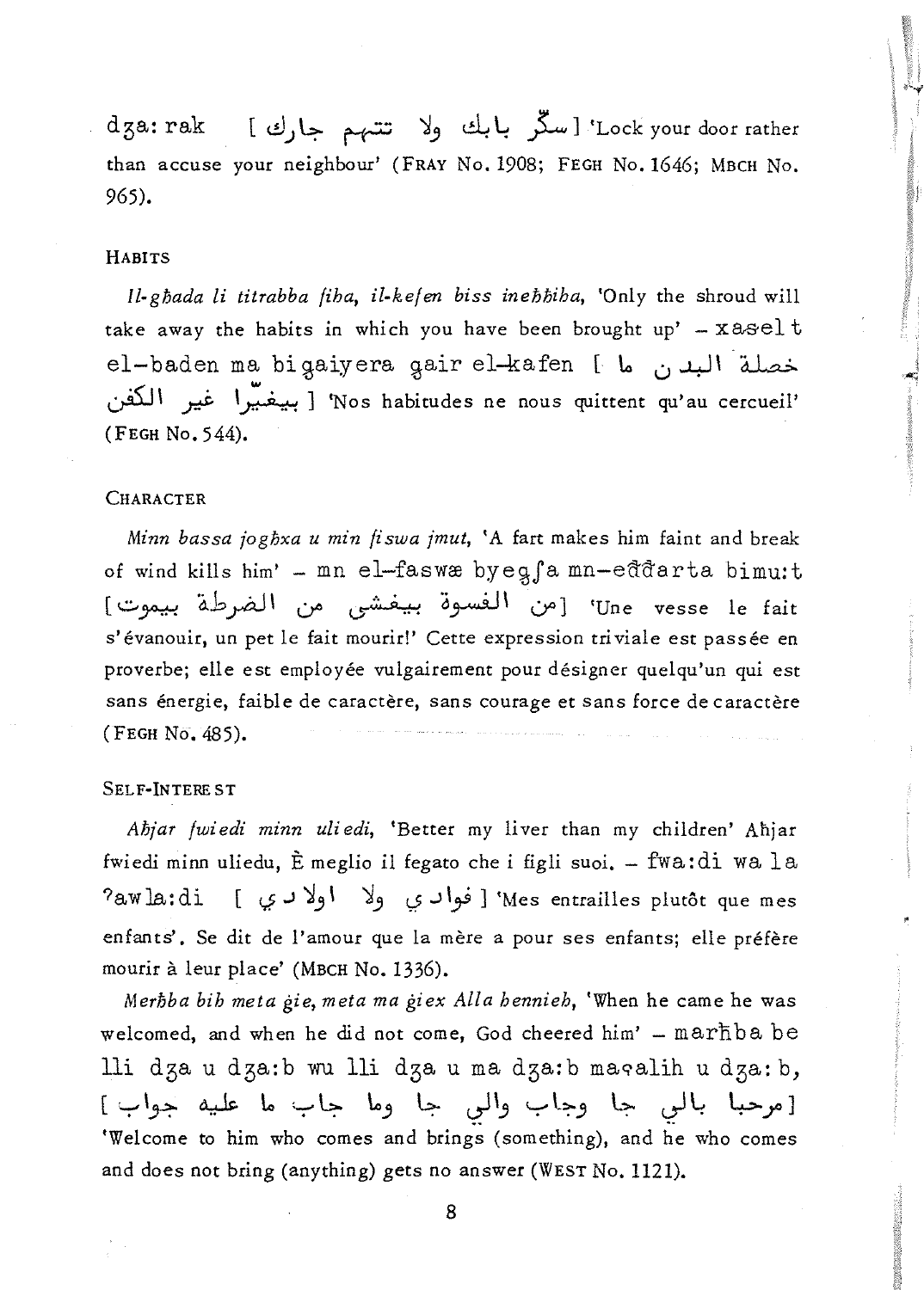dʒa:rak [ سكّر بابك ولا تتهم جارك ] 'Lock your door rather than accuse your neighbour' (FRAY No. 1908; FEGH No. 1646; MBCH No. 965).

HABITS

*Il-għada li titrabba fiha, il-kefen biss ineħħiha,* 'Only the shroud will take away the habits in which you have been brought up' – xaselt el-baden ma biqaiyera qair el-kafen [ خصلة البدن ما بيغيّرا غير الكفن ] 'Nos habitudes ne nous quittent qu'au cercueil' (FEGH No. 544).

CHARACTER

*Minn bassa jogħxa u min fiswa jmut,* 'A fart makes him faint and break of wind kills him' – mn el-faswæ byegʃa mn-eđđarta bimu:t [من الفسوة بيفشي من الضرطة بيموت] 'Une vesse le fait s'évanouir, un pet le fait mourir!' Cette expression triviale est passée en proverbe; elle est employée vulgairement pour désigner quelqu'un qui est sans énergie, faible de caractère, sans courage et sans force de caractère (FEGH No. 485).

SELF-INTEREST

*Aħjar fwiedi minn uliedi,* 'Better my liver than my children' Aħjar fwiedi minn uliedu, È meglio il fegato che i figli suoi. – fwa:di wa la ʔawla:di [ فوادي ولا اولادي ] 'Mes entrailles plutôt que mes enfants'. Se dit de l'amour que la mère a pour ses enfants; elle préfère mourir à leur place' (MBCH No. 1336).

*Merħba bih meta ġie, meta ma ġiex Alla ħennieh,* 'When he came he was welcomed, and when he did not come, God cheered him' – marħba be lli dʒa u dʒa:b wu lli dʒa u ma dʒa:b maʕalih u dʒa:b, [مرحبا بالي جا وجاب والي جا وما جاب ما عليه جواب ] 'Welcome to him who comes and brings (something), and he who comes and does not bring (anything) gets no answer (WEST No. 1121).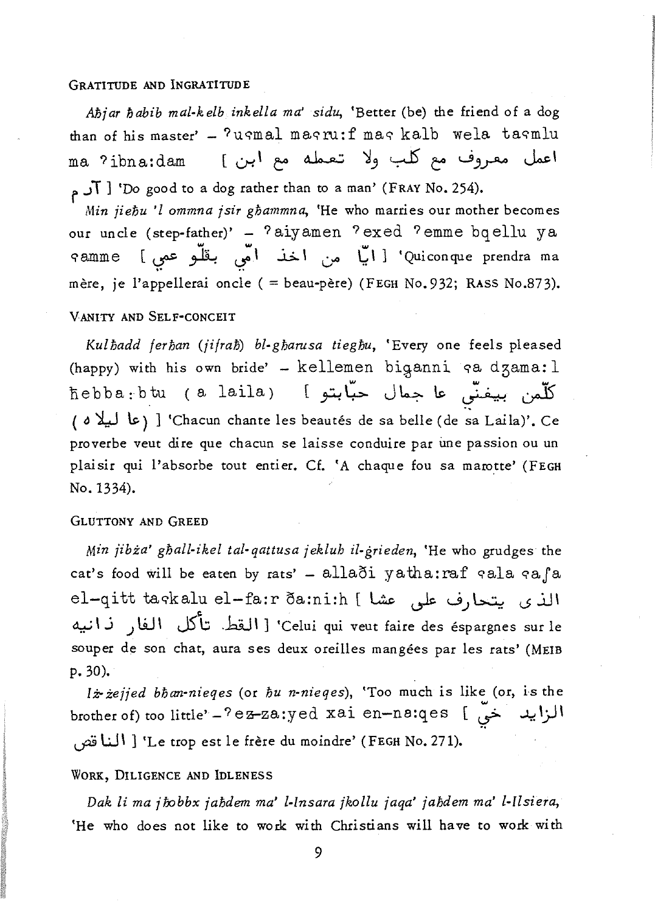### GRATITUDE AND INGRATITUDE

*Aħjar ħabib mal-kelb inkella ma' sidu*, 'Better (be) the friend of a dog than of his master' – ʔuʕmal maʕru:f maʕ kalb wela taʕmlu ma ʔibna:dam [ اعمل معروف مع كلب ولا تعمله مع ابن آدم ] 'Do good to a dog rather than to a man' (FRAY No. 254).

*Min jieħu 'l ommna jsir għammna*, 'He who marries our mother becomes our uncle (step-father)' – ʔaiyamen ʔexed ʔemme bqellu ya ʕamme [ ايّا من اخذ امّي بقلّو عمي ] 'Quiconque prendra ma mère, je l'appellerai oncle ( = beau-père) (FEGH No. 932; RASS No. 873).

### VANITY AND SELF-CONCEIT

*Kulħadd ferħan (jifraħ) bl-għarusa tiegħu*, 'Every one feels pleased (happy) with his own bride' – kellemen biganni ʕa dʒama:l ħebba:btu (a laila) [ كلّمن بيغنّي عا جمال حبّابتو (عا ليلاه) ] 'Chacun chante les beautés de sa belle (de sa Laila)'. Ce proverbe veut dire que chacun se laisse conduire par une passion ou un plaisir qui l'absorbe tout entier. Cf. 'A chaque fou sa marotte' (FEGH No. 1334).

### GLUTTONY AND GREED

*Min jibża' għall-ikel tal-qattusa jekluh il-ġrieden*, 'He who grudges the cat's food will be eaten by rats' – allaði yatha:raf ʕala ʕaʃa el-qitt taʕkalu el-fa:r ða:ni:h [ الذى يتحارف على عشا القط تأكل الفار ذانيه ] 'Celui qui veut faire des éspargnes sur le souper de son chat, aura ses deux oreilles mangées par les rats' (MEIB p. 30).

*Iż-żejjed bħan-nieqes* (or *ħu n-nieqes*), 'Too much is like (or, is the brother of) too little' – ʔez-za:yed xai en-na:qes [ الزايد خيّ الناقص ] 'Le trop est le frère du moindre' (FEGH No. 271).

### WORK, DILIGENCE AND IDLENESS

*Dak li ma jħobbx jaħdem ma' l-Insara jkollu jaqa' jaħdem ma' l-Ilsiera*, 'He who does not like to work with Christians will have to work with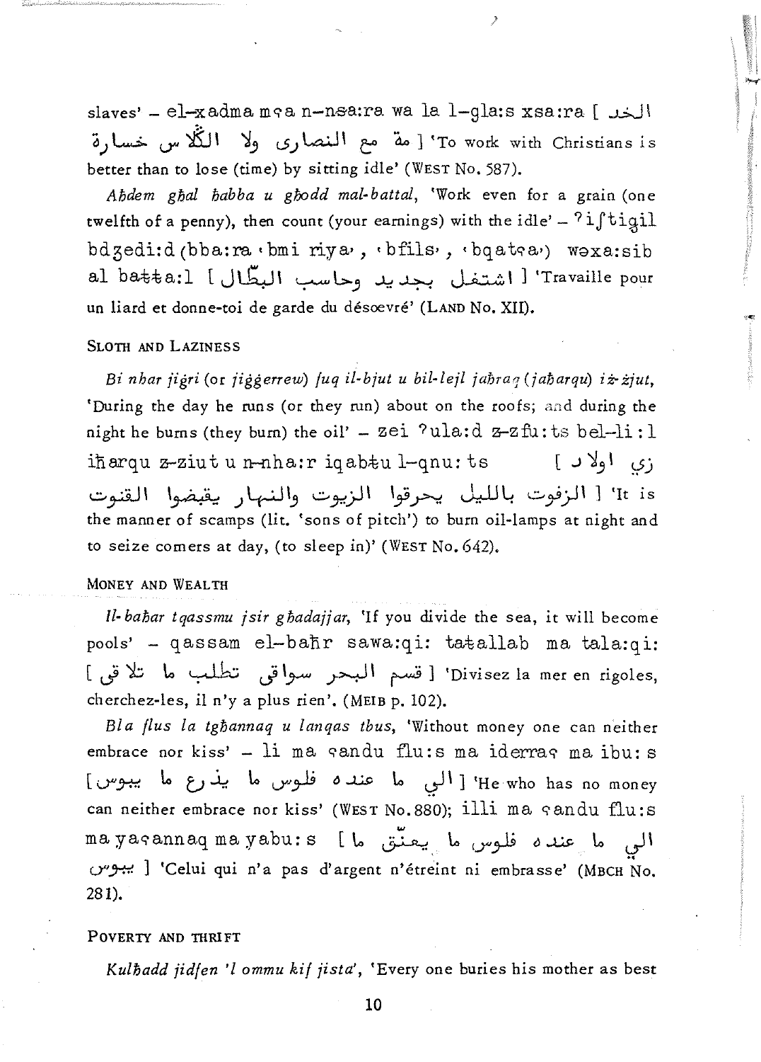slaves' – el-xadma mʕa n-nsa:ra wa la l-gla:s xsa:ra [ الخدمة مع النصارى ولا الڭلاس خسارة ] 'To work with Christians is better than to lose (time) by sitting idle' (WEST No. 587).

*Aħdem għal ħabba u għodd mal-battal*, 'Work even for a grain (one twelfth of a penny), then count (your earnings) with the idle' – ʔiʃtiɡil bdʒedi:d (bba:ra ‹bmi riya›, ‹bfils›, ‹bqatʕa›) wəxa:sib al baṭṭa:l [ اشتغل بجديد وحاسب البطّال ] 'Travaille pour un liard et donne-toi de garde du désoevré' (LAND No. XII).

### SLOTH AND LAZINESS

*Bi nhar jiġri* (or *jiġġerrew*) *fuq il-bjut u bil-lejl jaħraq* (*jaħarqu*) *iż-żjut*, 'During the day he runs (or they run) about on the roofs; and during the night he burns (they burn) the oil' – zei ʔula:d z-zfu:ts bel-li:l iħarqu z-ziut u n-nha:r iqabṭu l-qnu:ts [ زي اولاد الزفوت بالليل يحرقوا الزيوت والنهار يقبضوا القنوت ] 'It is the manner of scamps (lit. 'sons of pitch') to burn oil-lamps at night and to seize corners at day, (to sleep in)' (WEST No. 642).

### MONEY AND WEALTH

*Il-baħar tqassmu jsir għadajjar*, 'If you divide the sea, it will become pools' – qassam el-baħr sawa:qi: taṭallab ma tala:qi: [ قسم البحر سواقى تطلب ما تلاقى ] 'Divisez la mer en rigoles, cherchez-les, il n'y a plus rien'. (MEIB p. 102).

*Bla flus la tgħannaq u lanqas tbus*, 'Without money one can neither embrace nor kiss' – li ma ʕandu flu:s ma iderraʕ ma ibu:s [ الي ما عنده فلوس ما يذرع ما يبوس ] 'He who has no money can neither embrace nor kiss' (WEST No. 880); illi ma ʕandu flu:s ma yaʕannaq ma yabu:s [ الي ما عنده فلوس ما يعنّق ما يبوس ] 'Celui qui n'a pas d'argent n'étreint ni embrasse' (MBCH No. 281).

### POVERTY AND THRIFT

*Kulħadd jidfen 'l ommu kif jista'*, 'Every one buries his mother as best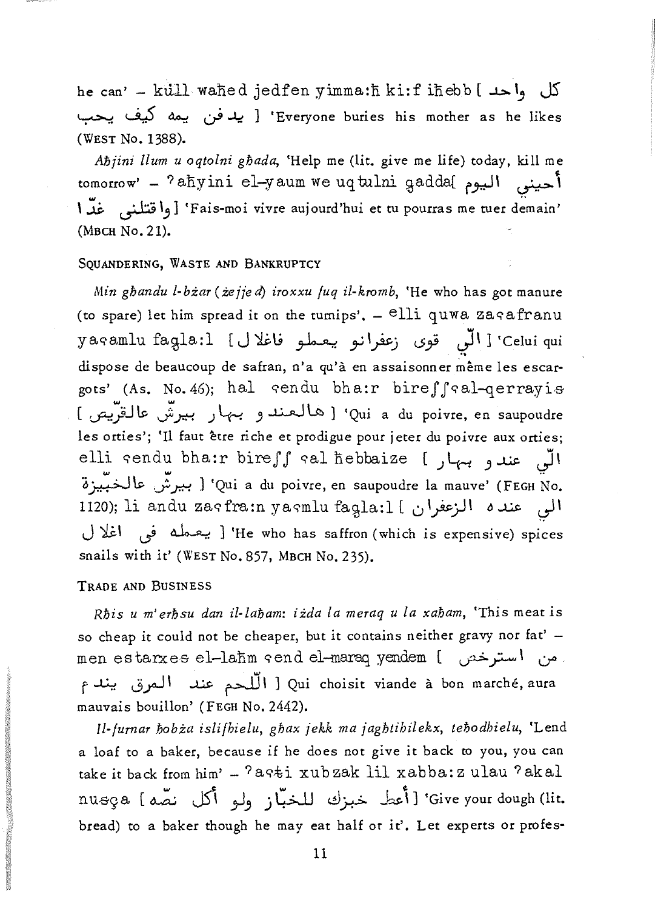he can' – küll wahed jedfen yimma:h ki:f ihebb [ كل واحد يدفن يمه كيف يحب ] 'Everyone buries his mother as he likes (WEST No. 1388).

*Aħjini llum u oqtolni għada*, 'Help me (lit. give me life) today, kill me tomorrow' – ʔahyini el-yaum we uqtulni gadda[ أحيني اليوم واقتلني غدّا ] 'Fais-moi vivre aujourd'hui et tu pourras me tuer demain' (MBCH No. 21).

## SQUANDERING, WASTE AND BANKRUPTCY

*Min għandu l-bżar (żejjed) iroxxu fuq il-kromb*, 'He who has got manure (to spare) let him spread it on the turnips'. – elli quwa zaʕafranu yaʕamlu fagla:l [ اللّي قوى زعفرانو يعملو فاغلال ] 'Celui qui dispose de beaucoup de safran, n'a qu'à en assaisonner même les escargots' (As. No. 46); hal ʕendu bha:r bireʃʃʕal-qerrayis [ هالعندو بهار بيرش عالقرّيص ] 'Qui a du poivre, en saupoudre les orties'; 'Il faut être riche et prodigue pour jeter du poivre aux orties; elli ʕendu bha:r bireʃʃ ʕal hebbaize [ اللّي عندو بهار بيرّش عالخبّيزة ] 'Qui a du poivre, en saupoudre la mauve' (FEGH No. 1120); li andu zaʕfra:n yaʕmlu fagla:l [ الي عنده الزعفران يعمله في اغلال ] 'He who has saffron (which is expensive) spices snails with it' (WEST No. 857, MBCH No. 235).

## TRADE AND BUSINESS

*Rħis u m'erħsu dan il-laħam: iżda la meraq u la xaħam*, 'This meat is so cheap it could not be cheaper, but it contains neither gravy nor fat' – men estarxes el-lahm ʕend el-maraq yendem [ من استرخص اللّحم عند المرق يندم ] Qui choisit viande à bon marché, aura mauvais bouillon' (FEGH No. 2442).

*Il-furnar ħobża islifhielu, għax jekk ma jagħtihilekx, teħodhielu*, 'Lend a loaf to a baker, because if he does not give it back to you, you can take it back from him' – ʔaʕṭi xubzak lil xabba:z ulau ʔakal nuṣṣa [أعط خبزك للخبّاز ولو أكل نصّه ] 'Give your dough (lit. bread) to a baker though he may eat half or it'. Let experts or profes-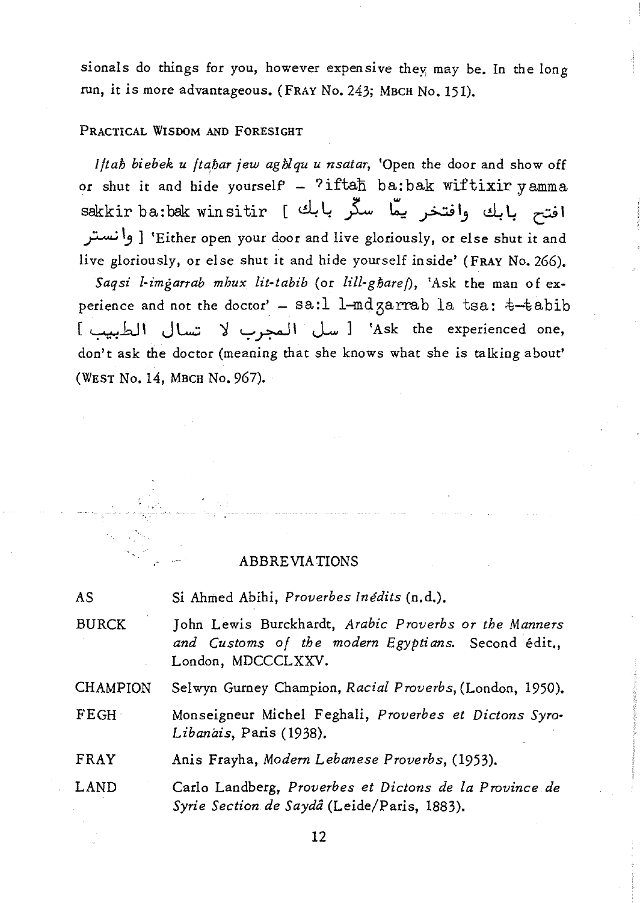sionals do things for you, however expensive they may be. In the long run, it is more advantageous. (FRAY No. 243; MBCH No. 151).

### PRACTICAL WISDOM AND FORESIGHT

*Iftaħ biebek u ftaħar jew agħlqu u nsatar*, 'Open the door and show off or shut it and hide yourself' – ʔiftaħ ba:bak wiftixir yamma sakkir ba:bak winsitir [ افتح بابك وافتخر يمّا سكّر بابك وانستر ] 'Either open your door and live gloriously, or else shut it and live gloriously, or else shut it and hide yourself inside' (FRAY No. 266).

*Saqsi l-imġarrab mhux lit-tabib* (or *lill-għaref*), 'Ask the man of experience and not the doctor' – sa:l l-mdʒarrab la tsa: ŧ-ŧabib [ سل المجرب لا تسال الطبيب ] 'Ask the experienced one, don't ask the doctor (meaning that she knows what she is talking about' (WEST No. 14, MBCH No. 967).

## ABBREVIATIONS

| | |
|---|---|
| AS | Si Ahmed Abihi, *Proverbes Inédits* (n.d.). |
| BURCK | John Lewis Burckhardt, *Arabic Proverbs or the Manners and Customs of the modern Egyptians.* Second édit., London, MDCCCLXXV. |
| CHAMPION | Selwyn Gurney Champion, *Racial Proverbs*, (London, 1950). |
| FEGH | Monseigneur Michel Feghali, *Proverbes et Dictons Syro-Libanais*, Paris (1938). |
| FRAY | Anis Frayha, *Modern Lebanese Proverbs*, (1953). |
| LAND | Carlo Landberg, *Proverbes et Dictons de la Province de Syrie Section de Saydâ* (Leide/Paris, 1883). |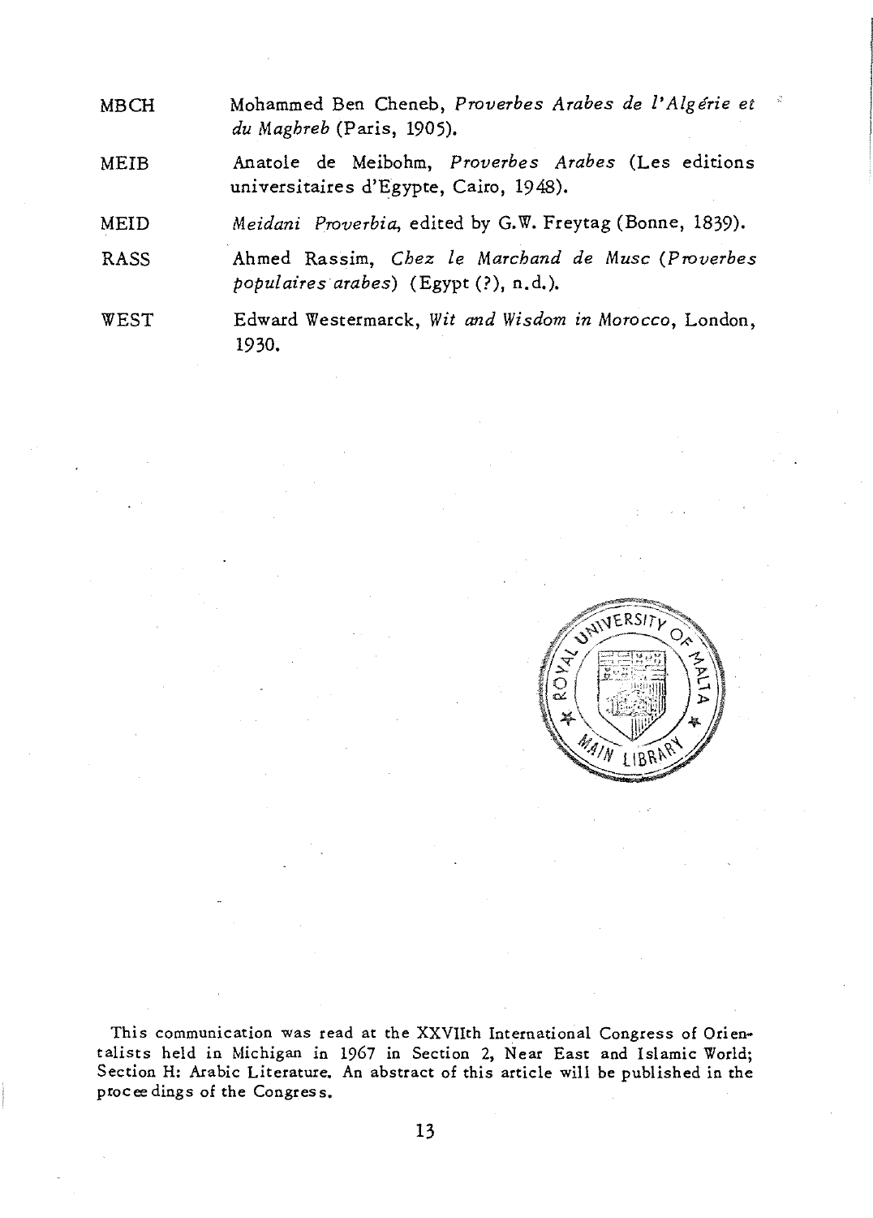MBCH — Mohammed Ben Cheneb, *Proverbes Arabes de l'Algérie et du Maghreb* (Paris, 1905).

MEIB — Anatole de Meibohm, *Proverbes Arabes* (Les editions universitaires d'Egypte, Cairo, 1948).

MEID — *Meidani Proverbia*, edited by G.W. Freytag (Bonne, 1839).

RASS — Ahmed Rassim, *Chez le Marchand de Musc* (*Proverbes populaires arabes*) (Egypt (?), n.d.).

WEST — Edward Westermarck, *Wit and Wisdom in Morocco*, London, 1930.

This communication was read at the XXVIIth International Congress of Orientalists held in Michigan in 1967 in Section 2, Near East and Islamic World; Section H: Arabic Literature. An abstract of this article will be published in the proceedings of the Congress.